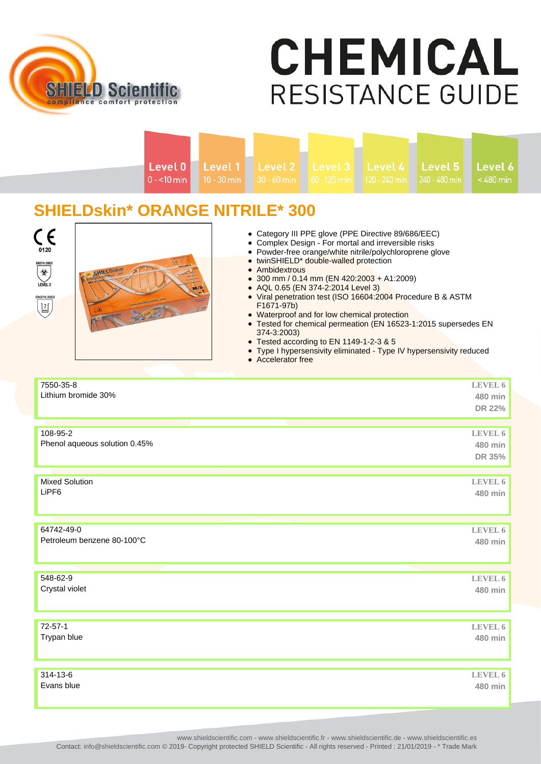# CHEMICAL
## RESISTANCE GUIDE

| Level 0 | Level 1 | Level 2 | Level 3 | Level 4 | Level 5 | Level 6 |
|---|---|---|---|---|---|---|
| 0 - <10 min | 10 - 30 min | 30 - 60 min | 60 - 120 min | 120 - 240 min | 240 - 480 min | < 480 min |

## SHIELDskin* ORANGE NITRILE* 300

- Category III PPE glove (PPE Directive 89/686/EEC)
- Complex Design - For mortal and irreversible risks
- Powder-free orange/white nitrile/polychloroprene glove
- twinSHIELD* double-walled protection
- Ambidextrous
- 300 mm / 0.14 mm (EN 420:2003 + A1:2009)
- AQL 0.65 (EN 374-2:2014 Level 3)
- Viral penetration test (ISO 16604:2004 Procedure B & ASTM F1671-97b)
- Waterproof and for low chemical protection
- Tested for chemical permeation (EN 16523-1:2015 supersedes EN 374-3:2003)
- Tested according to EN 1149-1-2-3 & 5
- Type I hypersensivity eliminated - Type IV hypersensivity reduced
- Accelerator free

| CAS / Chemical | Result |
|---|---|
| 7550-35-8<br>Lithium bromide 30% | LEVEL 6<br>480 min<br>DR 22% |
| 108-95-2<br>Phenol aqueous solution 0.45% | LEVEL 6<br>480 min<br>DR 35% |
| Mixed Solution<br>LiPF6 | LEVEL 6<br>480 min |
| 64742-49-0<br>Petroleum benzene 80-100°C | LEVEL 6<br>480 min |
| 548-62-9<br>Crystal violet | LEVEL 6<br>480 min |
| 72-57-1<br>Trypan blue | LEVEL 6<br>480 min |
| 314-13-6<br>Evans blue | LEVEL 6<br>480 min |

www.shieldscientific.com - www.shieldscientific.fr - www.shieldscientific.de - www.shieldscientific.es
Contact: info@shieldscientific.com © 2019- Copyright protected SHIELD Scientific - All rights reserved - Printed : 21/01/2019 - * Trade Mark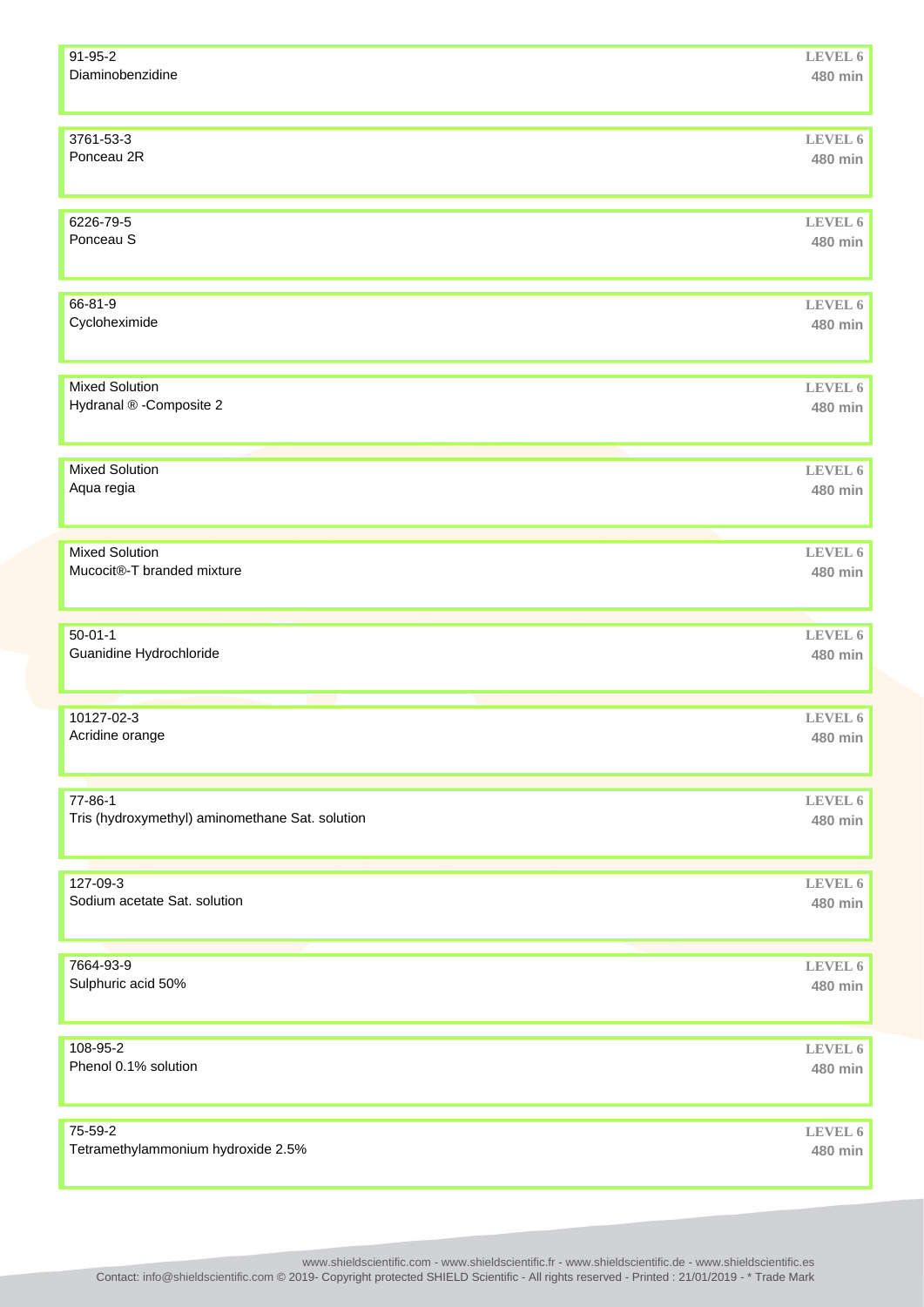| CAS / Type | Chemical | Level | Breakthrough time |
|---|---|---|---|
| 91-95-2 | Diaminobenzidine | LEVEL 6 | 480 min |
| 3761-53-3 | Ponceau 2R | LEVEL 6 | 480 min |
| 6226-79-5 | Ponceau S | LEVEL 6 | 480 min |
| 66-81-9 | Cycloheximide | LEVEL 6 | 480 min |
| Mixed Solution | Hydranal ® -Composite 2 | LEVEL 6 | 480 min |
| Mixed Solution | Aqua regia | LEVEL 6 | 480 min |
| Mixed Solution | Mucocit®-T branded mixture | LEVEL 6 | 480 min |
| 50-01-1 | Guanidine Hydrochloride | LEVEL 6 | 480 min |
| 10127-02-3 | Acridine orange | LEVEL 6 | 480 min |
| 77-86-1 | Tris (hydroxymethyl) aminomethane Sat. solution | LEVEL 6 | 480 min |
| 127-09-3 | Sodium acetate Sat. solution | LEVEL 6 | 480 min |
| 7664-93-9 | Sulphuric acid 50% | LEVEL 6 | 480 min |
| 108-95-2 | Phenol 0.1% solution | LEVEL 6 | 480 min |
| 75-59-2 | Tetramethylammonium hydroxide 2.5% | LEVEL 6 | 480 min |

www.shieldscientific.com - www.shieldscientific.fr - www.shieldscientific.de - www.shieldscientific.es
Contact: info@shieldscientific.com © 2019- Copyright protected SHIELD Scientific - All rights reserved - Printed : 21/01/2019 - * Trade Mark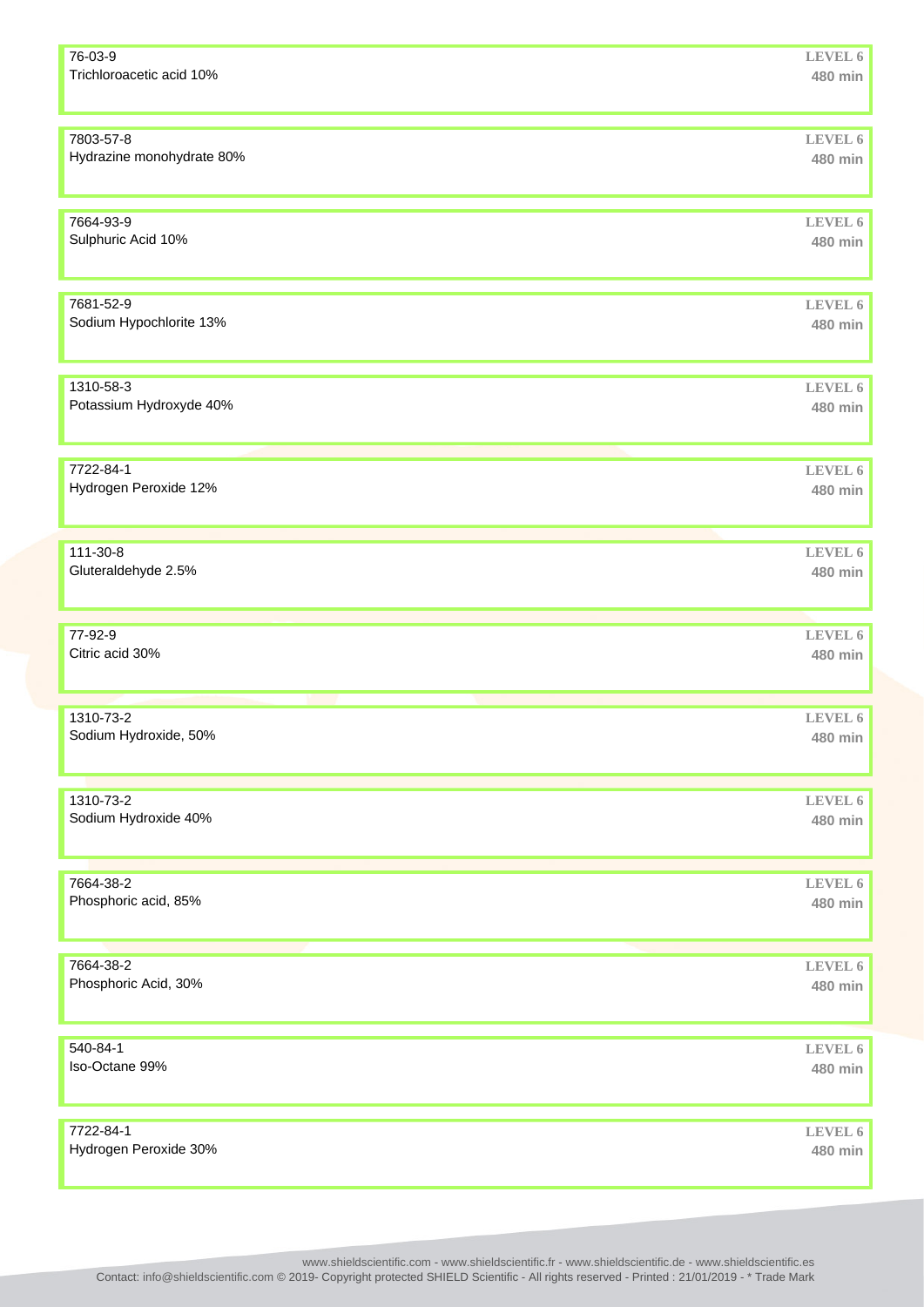76-03-9
Trichloroacetic acid 10%
LEVEL 6
480 min

7803-57-8
Hydrazine monohydrate 80%
LEVEL 6
480 min

7664-93-9
Sulphuric Acid 10%
LEVEL 6
480 min

7681-52-9
Sodium Hypochlorite 13%
LEVEL 6
480 min

1310-58-3
Potassium Hydroxyde 40%
LEVEL 6
480 min

7722-84-1
Hydrogen Peroxide 12%
LEVEL 6
480 min

111-30-8
Gluteraldehyde 2.5%
LEVEL 6
480 min

77-92-9
Citric acid 30%
LEVEL 6
480 min

1310-73-2
Sodium Hydroxide, 50%
LEVEL 6
480 min

1310-73-2
Sodium Hydroxide 40%
LEVEL 6
480 min

7664-38-2
Phosphoric acid, 85%
LEVEL 6
480 min

7664-38-2
Phosphoric Acid, 30%
LEVEL 6
480 min

540-84-1
Iso-Octane 99%
LEVEL 6
480 min

7722-84-1
Hydrogen Peroxide 30%
LEVEL 6
480 min

www.shieldscientific.com - www.shieldscientific.fr - www.shieldscientific.de - www.shieldscientific.es
Contact: info@shieldscientific.com © 2019- Copyright protected SHIELD Scientific - All rights reserved - Printed : 21/01/2019 - * Trade Mark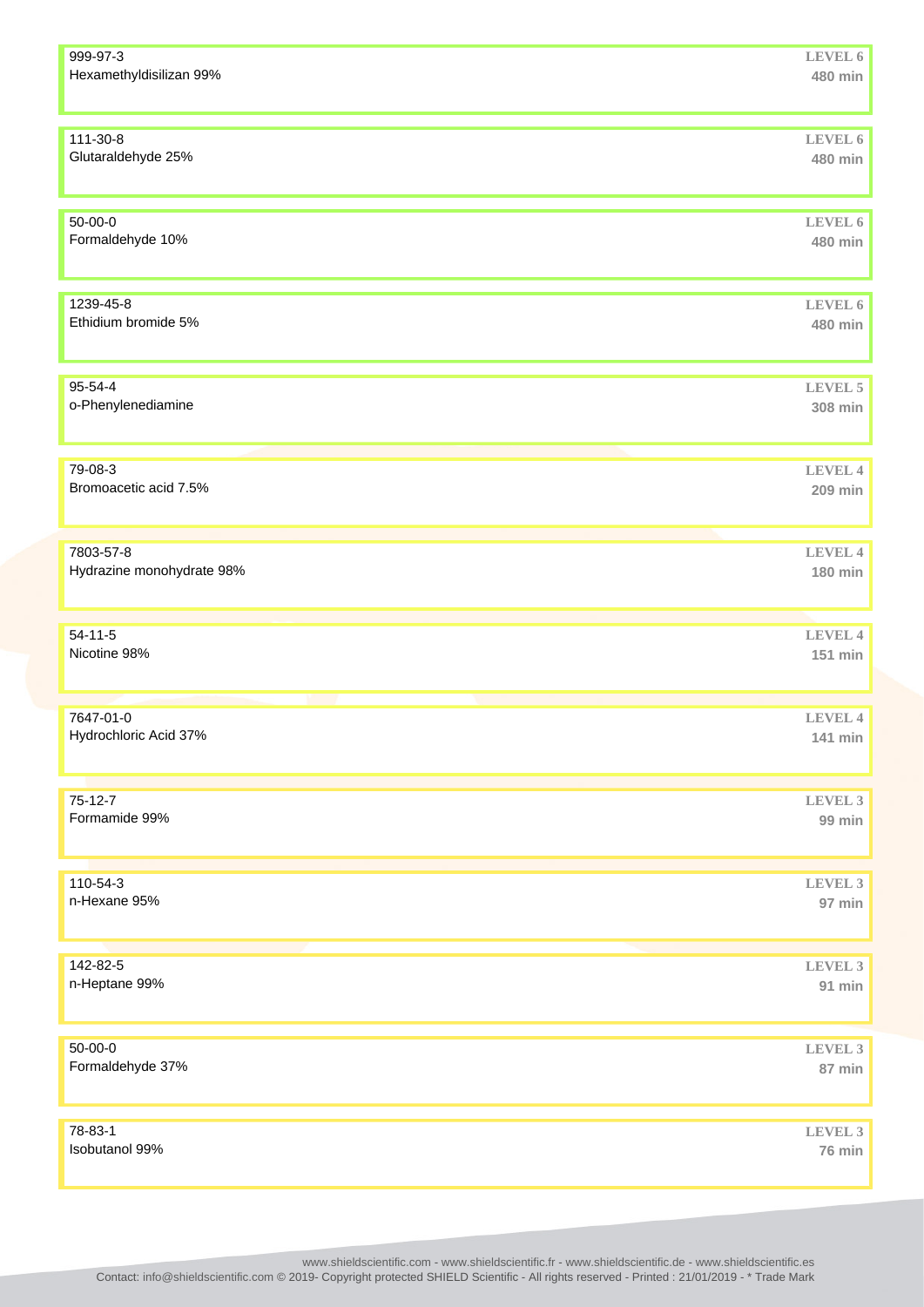| CAS | Chemical | Level | Time |
|---|---|---|---|
| 999-97-3 | Hexamethyldisilizan 99% | LEVEL 6 | 480 min |
| 111-30-8 | Glutaraldehyde 25% | LEVEL 6 | 480 min |
| 50-00-0 | Formaldehyde 10% | LEVEL 6 | 480 min |
| 1239-45-8 | Ethidium bromide 5% | LEVEL 6 | 480 min |
| 95-54-4 | o-Phenylenediamine | LEVEL 5 | 308 min |
| 79-08-3 | Bromoacetic acid 7.5% | LEVEL 4 | 209 min |
| 7803-57-8 | Hydrazine monohydrate 98% | LEVEL 4 | 180 min |
| 54-11-5 | Nicotine 98% | LEVEL 4 | 151 min |
| 7647-01-0 | Hydrochloric Acid 37% | LEVEL 4 | 141 min |
| 75-12-7 | Formamide 99% | LEVEL 3 | 99 min |
| 110-54-3 | n-Hexane 95% | LEVEL 3 | 97 min |
| 142-82-5 | n-Heptane 99% | LEVEL 3 | 91 min |
| 50-00-0 | Formaldehyde 37% | LEVEL 3 | 87 min |
| 78-83-1 | Isobutanol 99% | LEVEL 3 | 76 min |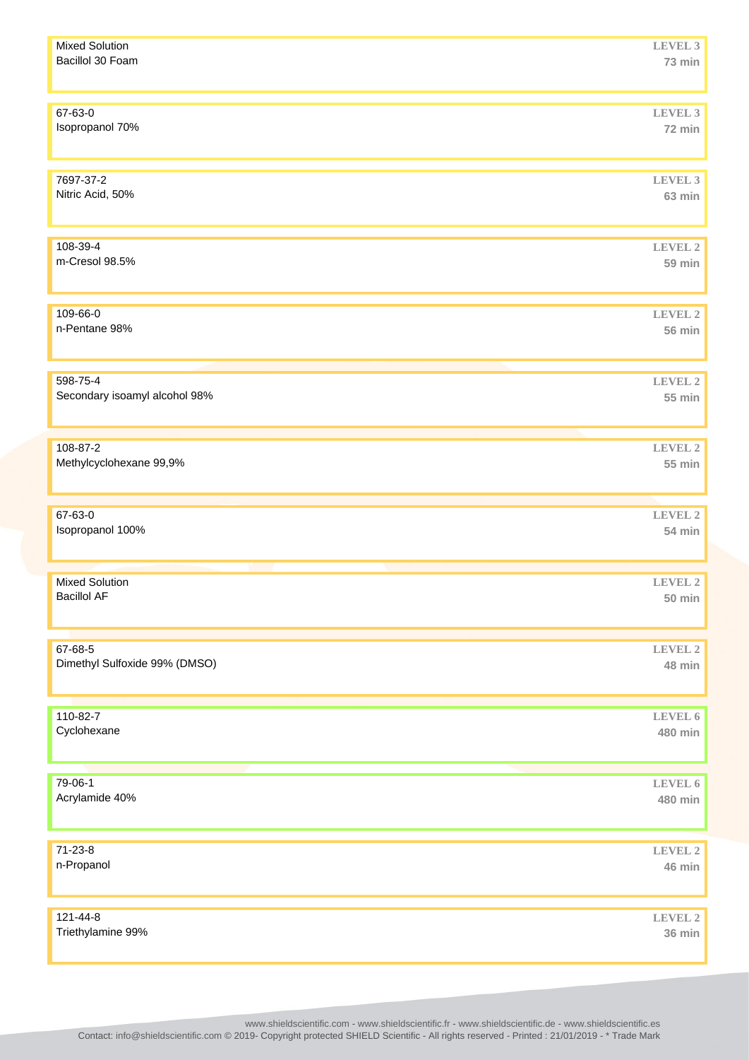| CAS No. | Chemical | Level | Breakthrough time |
| --- | --- | --- | --- |
| Mixed Solution | Bacillol 30 Foam | LEVEL 3 | 73 min |
| 67-63-0 | Isopropanol 70% | LEVEL 3 | 72 min |
| 7697-37-2 | Nitric Acid, 50% | LEVEL 3 | 63 min |
| 108-39-4 | m-Cresol 98.5% | LEVEL 2 | 59 min |
| 109-66-0 | n-Pentane 98% | LEVEL 2 | 56 min |
| 598-75-4 | Secondary isoamyl alcohol 98% | LEVEL 2 | 55 min |
| 108-87-2 | Methylcyclohexane 99,9% | LEVEL 2 | 55 min |
| 67-63-0 | Isopropanol 100% | LEVEL 2 | 54 min |
| Mixed Solution | Bacillol AF | LEVEL 2 | 50 min |
| 67-68-5 | Dimethyl Sulfoxide 99% (DMSO) | LEVEL 2 | 48 min |
| 110-82-7 | Cyclohexane | LEVEL 6 | 480 min |
| 79-06-1 | Acrylamide 40% | LEVEL 6 | 480 min |
| 71-23-8 | n-Propanol | LEVEL 2 | 46 min |
| 121-44-8 | Triethylamine 99% | LEVEL 2 | 36 min |

www.shieldscientific.com - www.shieldscientific.fr - www.shieldscientific.de - www.shieldscientific.es
Contact: info@shieldscientific.com © 2019- Copyright protected SHIELD Scientific - All rights reserved - Printed : 21/01/2019 - * Trade Mark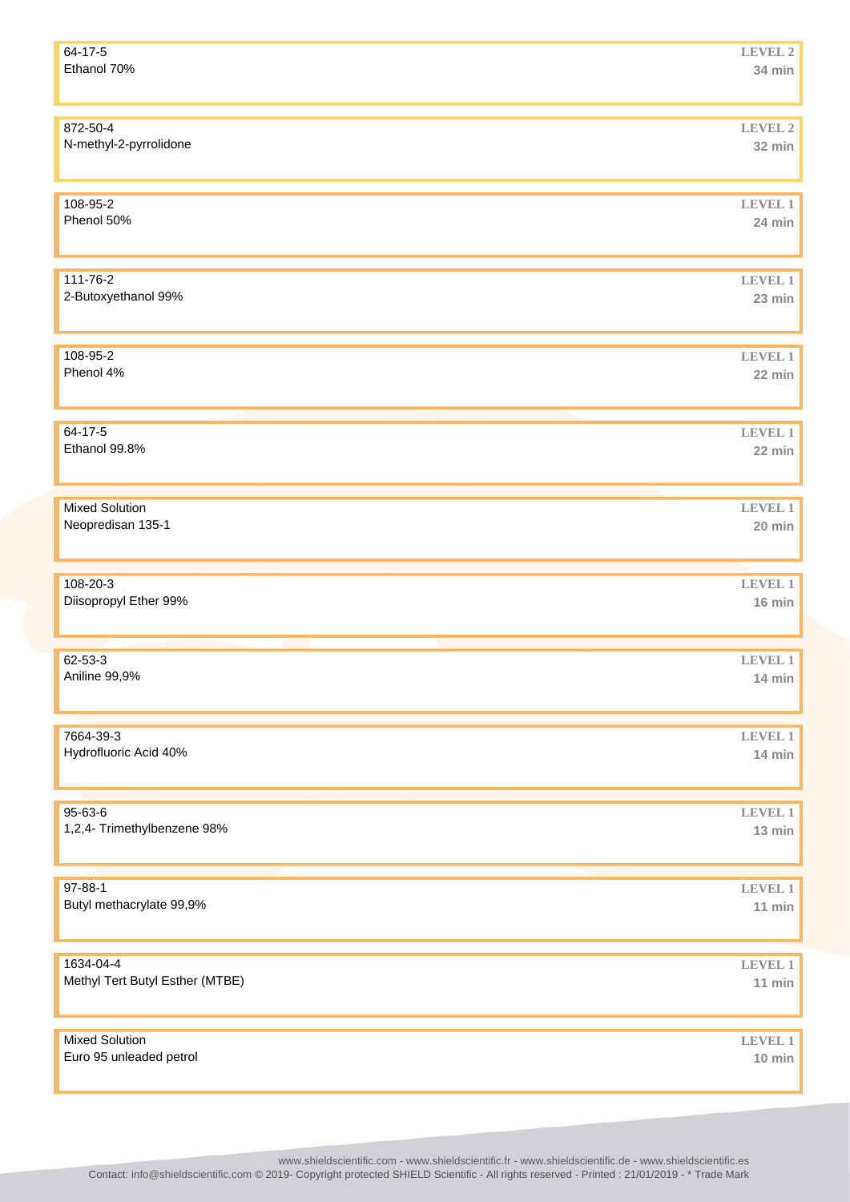| CAS / Type | Chemical | Level | Time |
|---|---|---|---|
| 64-17-5 | Ethanol 70% | LEVEL 2 | 34 min |
| 872-50-4 | N-methyl-2-pyrrolidone | LEVEL 2 | 32 min |
| 108-95-2 | Phenol 50% | LEVEL 1 | 24 min |
| 111-76-2 | 2-Butoxyethanol 99% | LEVEL 1 | 23 min |
| 108-95-2 | Phenol 4% | LEVEL 1 | 22 min |
| 64-17-5 | Ethanol 99.8% | LEVEL 1 | 22 min |
| Mixed Solution | Neopredisan 135-1 | LEVEL 1 | 20 min |
| 108-20-3 | Diisopropyl Ether 99% | LEVEL 1 | 16 min |
| 62-53-3 | Aniline 99,9% | LEVEL 1 | 14 min |
| 7664-39-3 | Hydrofluoric Acid 40% | LEVEL 1 | 14 min |
| 95-63-6 | 1,2,4- Trimethylbenzene 98% | LEVEL 1 | 13 min |
| 97-88-1 | Butyl methacrylate 99,9% | LEVEL 1 | 11 min |
| 1634-04-4 | Methyl Tert Butyl Esther (MTBE) | LEVEL 1 | 11 min |
| Mixed Solution | Euro 95 unleaded petrol | LEVEL 1 | 10 min |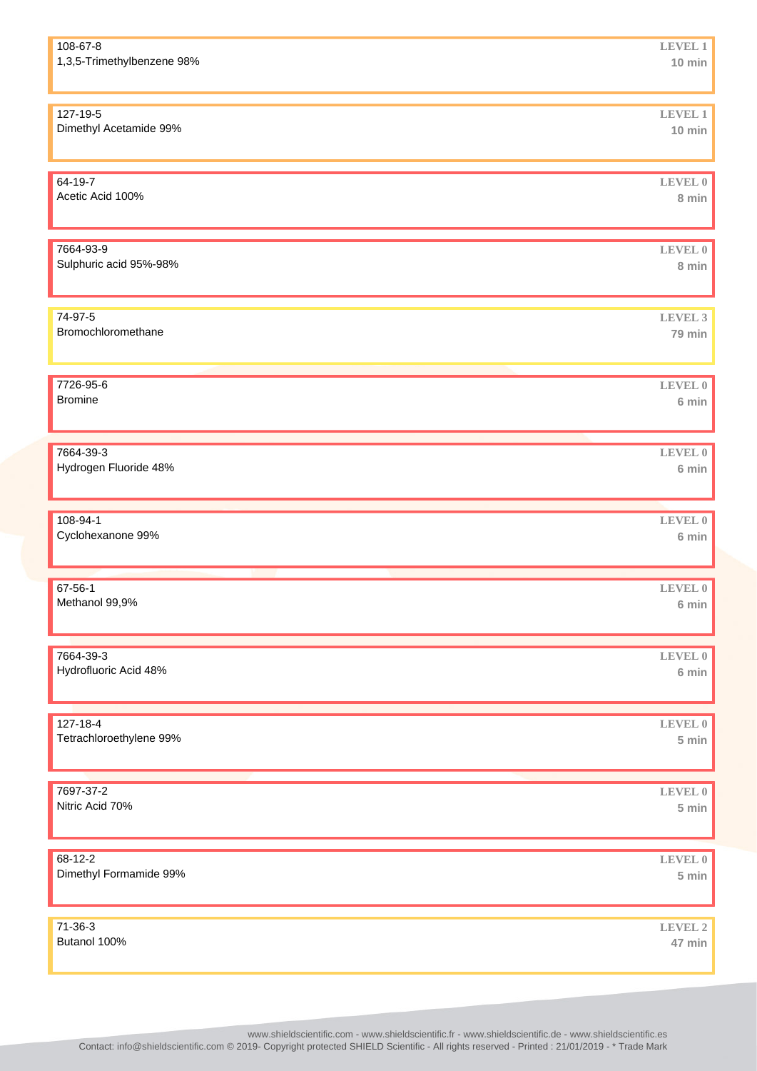108-67-8
1,3,5-Trimethylbenzene 98%
**LEVEL 1**
**10 min**

127-19-5
Dimethyl Acetamide 99%
**LEVEL 1**
**10 min**

64-19-7
Acetic Acid 100%
**LEVEL 0**
**8 min**

7664-93-9
Sulphuric acid 95%-98%
**LEVEL 0**
**8 min**

74-97-5
Bromochloromethane
**LEVEL 3**
**79 min**

7726-95-6
Bromine
**LEVEL 0**
**6 min**

7664-39-3
Hydrogen Fluoride 48%
**LEVEL 0**
**6 min**

108-94-1
Cyclohexanone 99%
**LEVEL 0**
**6 min**

67-56-1
Methanol 99,9%
**LEVEL 0**
**6 min**

7664-39-3
Hydrofluoric Acid 48%
**LEVEL 0**
**6 min**

127-18-4
Tetrachloroethylene 99%
**LEVEL 0**
**5 min**

7697-37-2
Nitric Acid 70%
**LEVEL 0**
**5 min**

68-12-2
Dimethyl Formamide 99%
**LEVEL 0**
**5 min**

71-36-3
Butanol 100%
**LEVEL 2**
**47 min**

www.shieldscientific.com - www.shieldscientific.fr - www.shieldscientific.de - www.shieldscientific.es
Contact: info@shieldscientific.com © 2019- Copyright protected SHIELD Scientific - All rights reserved - Printed : 21/01/2019 - * Trade Mark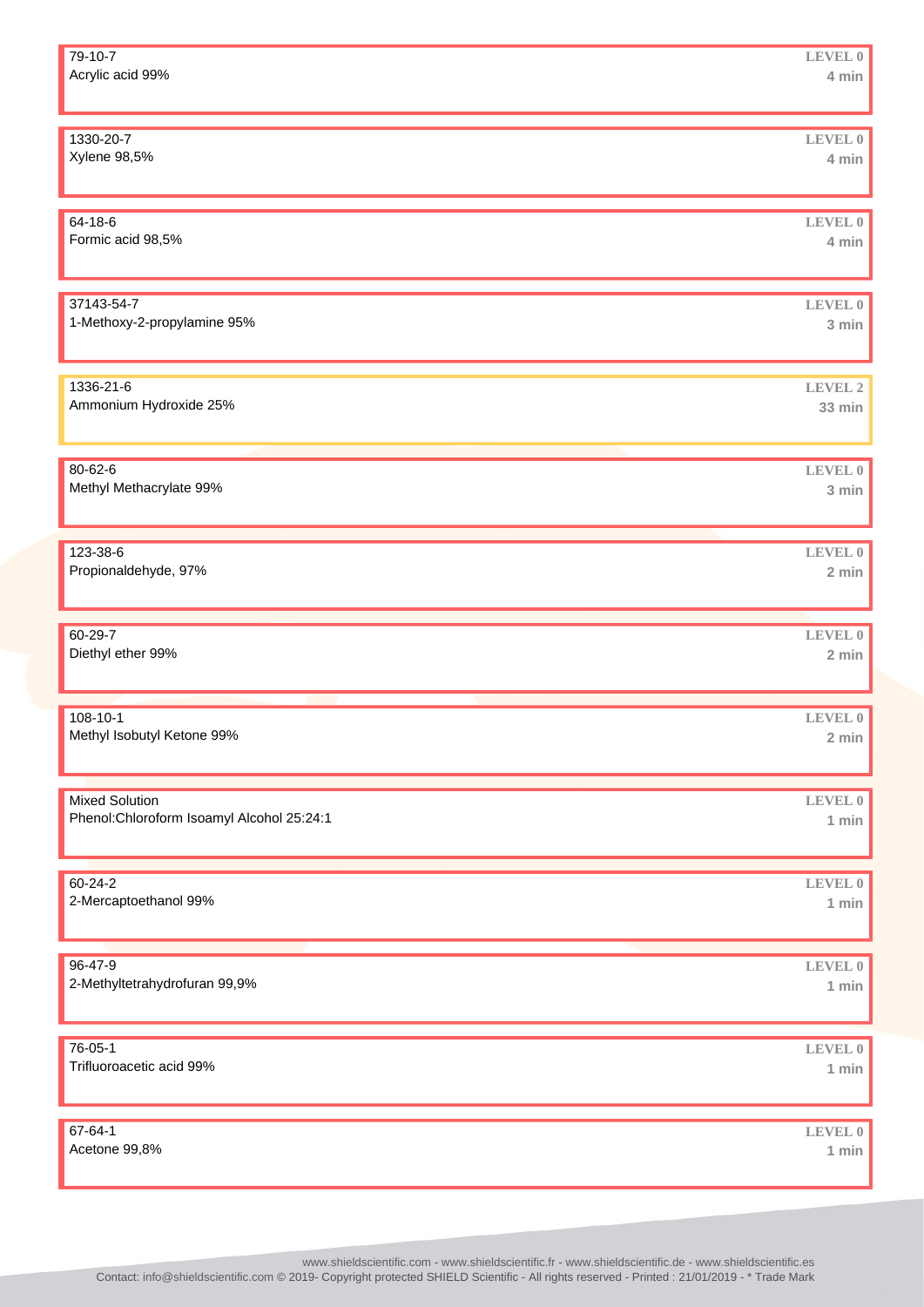79-10-7
Acrylic acid 99%
LEVEL 0
4 min

1330-20-7
Xylene 98,5%
LEVEL 0
4 min

64-18-6
Formic acid 98,5%
LEVEL 0
4 min

37143-54-7
1-Methoxy-2-propylamine 95%
LEVEL 0
3 min

1336-21-6
Ammonium Hydroxide 25%
LEVEL 2
33 min

80-62-6
Methyl Methacrylate 99%
LEVEL 0
3 min

123-38-6
Propionaldehyde, 97%
LEVEL 0
2 min

60-29-7
Diethyl ether 99%
LEVEL 0
2 min

108-10-1
Methyl Isobutyl Ketone 99%
LEVEL 0
2 min

Mixed Solution
Phenol:Chloroform Isoamyl Alcohol 25:24:1
LEVEL 0
1 min

60-24-2
2-Mercaptoethanol 99%
LEVEL 0
1 min

96-47-9
2-Methyltetrahydrofuran 99,9%
LEVEL 0
1 min

76-05-1
Trifluoroacetic acid 99%
LEVEL 0
1 min

67-64-1
Acetone 99,8%
LEVEL 0
1 min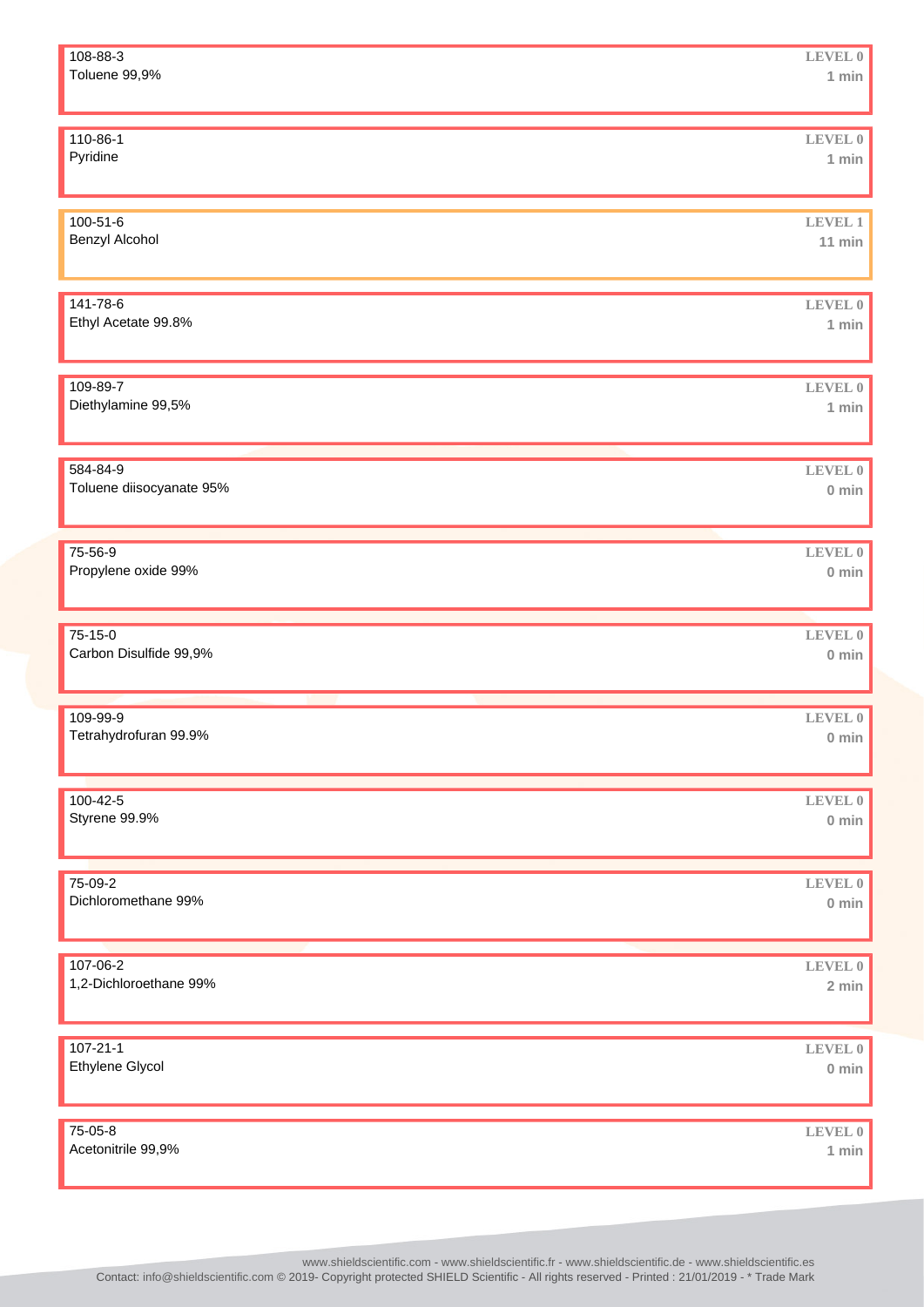108-88-3
Toluene 99,9%
LEVEL 0
1 min

110-86-1
Pyridine
LEVEL 0
1 min

100-51-6
Benzyl Alcohol
LEVEL 1
11 min

141-78-6
Ethyl Acetate 99.8%
LEVEL 0
1 min

109-89-7
Diethylamine 99,5%
LEVEL 0
1 min

584-84-9
Toluene diisocyanate 95%
LEVEL 0
0 min

75-56-9
Propylene oxide 99%
LEVEL 0
0 min

75-15-0
Carbon Disulfide 99,9%
LEVEL 0
0 min

109-99-9
Tetrahydrofuran 99.9%
LEVEL 0
0 min

100-42-5
Styrene 99.9%
LEVEL 0
0 min

75-09-2
Dichloromethane 99%
LEVEL 0
0 min

107-06-2
1,2-Dichloroethane 99%
LEVEL 0
2 min

107-21-1
Ethylene Glycol
LEVEL 0
0 min

75-05-8
Acetonitrile 99,9%
LEVEL 0
1 min

www.shieldscientific.com - www.shieldscientific.fr - www.shieldscientific.de - www.shieldscientific.es
Contact: info@shieldscientific.com © 2019- Copyright protected SHIELD Scientific - All rights reserved - Printed : 21/01/2019 - * Trade Mark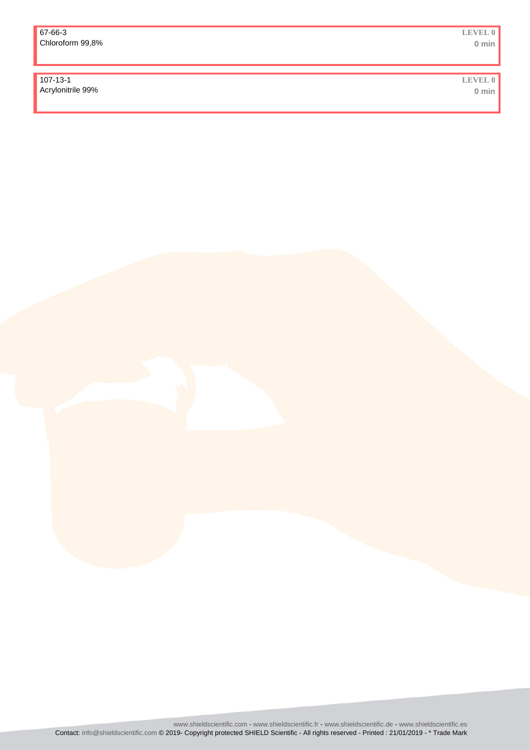67-66-3
Chloroform 99,8%

**LEVEL 0**
**0 min**

107-13-1
Acrylonitrile 99%

**LEVEL 0**
**0 min**